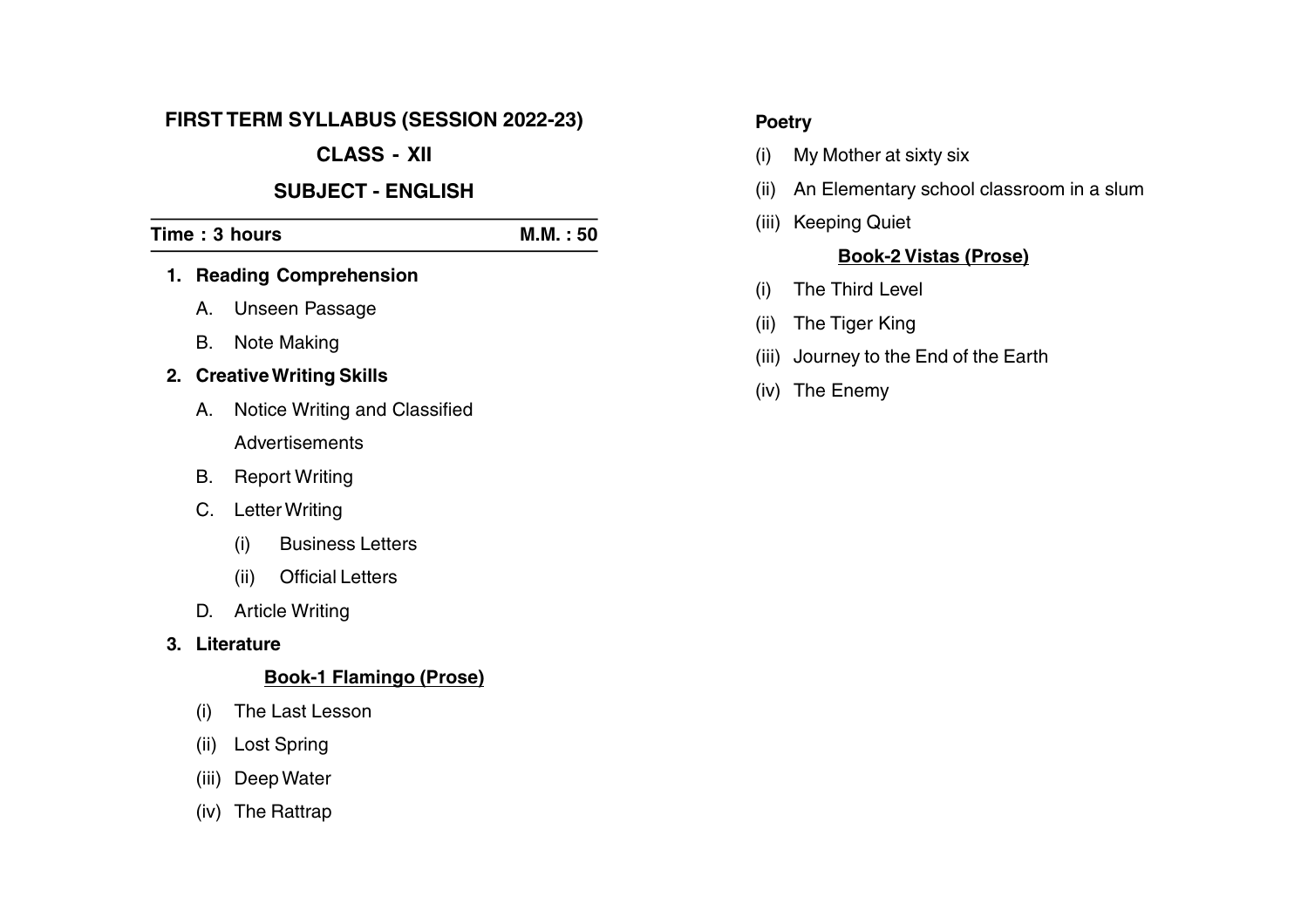# FIRST TERM SYLLABUS (SESSION 2022-23)

## CLASS - XII

## SUBJECT - ENGLISH

**Time : 3 hours** | **M.M. : 50**

1. **Reading Comprehension**
   - A. Unseen Passage
   - B. Note Making
2. **Creative Writing Skills**
   - A. Notice Writing and Classified Advertisements
   - B. Report Writing
   - C. Letter Writing
     - (i) Business Letters
     - (ii) Official Letters
   - D. Article Writing
3. **Literature**

### **Book-1 Flamingo (Prose)**

(i) The Last Lesson

(ii) Lost Spring

(iii) Deep Water

(iv) The Rattrap

**Poetry**

(i) My Mother at sixty six

(ii) An Elementary school classroom in a slum

(iii) Keeping Quiet

### **Book-2 Vistas (Prose)**

(i) The Third Level

(ii) The Tiger King

(iii) Journey to the End of the Earth

(iv) The Enemy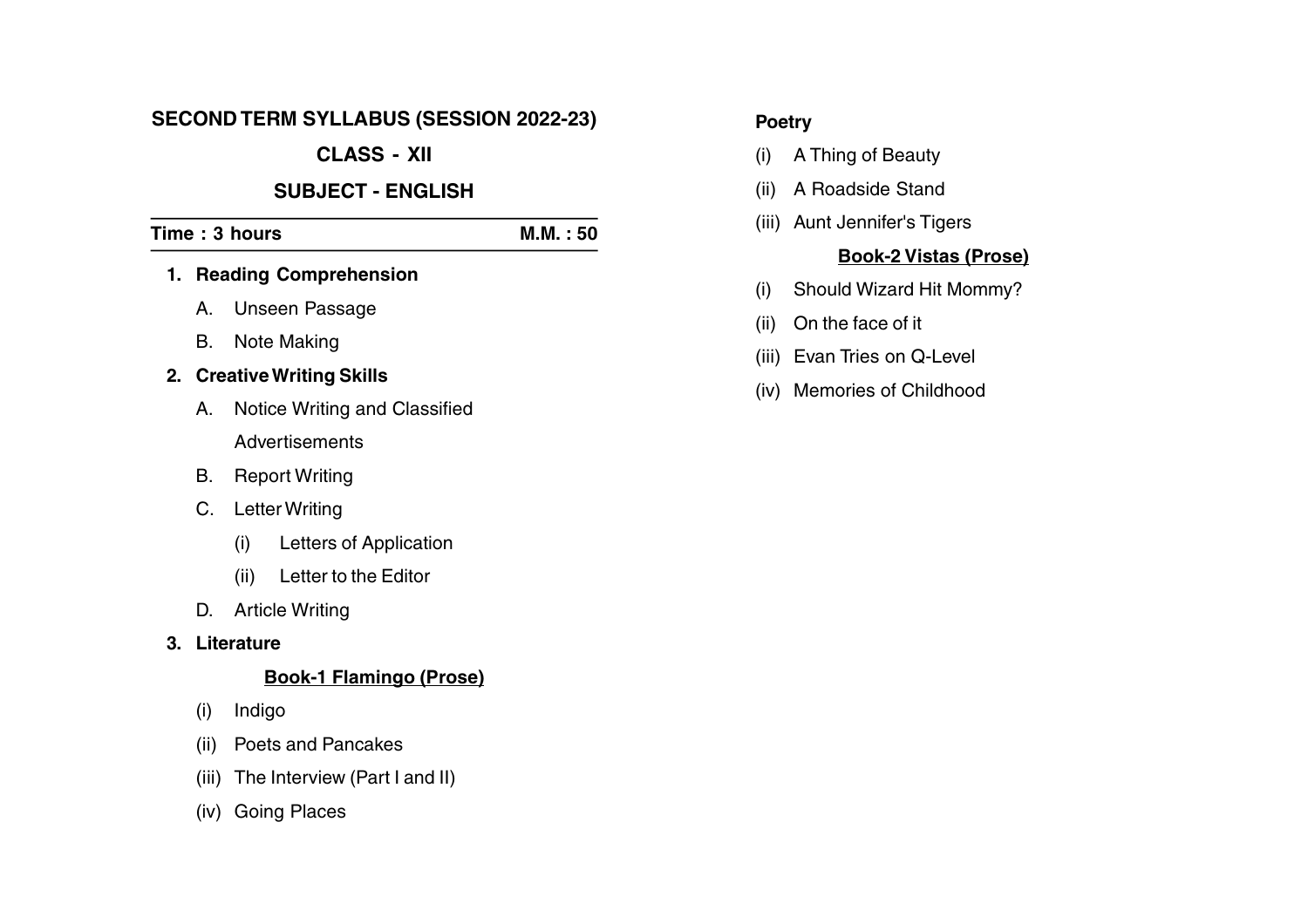# SECOND TERM SYLLABUS (SESSION 2022-23)

## CLASS - XII

## SUBJECT - ENGLISH

**Time : 3 hours** **M.M. : 50**

1. **Reading Comprehension**
   - A. Unseen Passage
   - B. Note Making
2. **Creative Writing Skills**
   - A. Notice Writing and Classified Advertisements
   - B. Report Writing
   - C. Letter Writing
     - (i) Letters of Application
     - (ii) Letter to the Editor
   - D. Article Writing
3. **Literature**

**Book-1 Flamingo (Prose)**

(i) Indigo

(ii) Poets and Pancakes

(iii) The Interview (Part I and II)

(iv) Going Places

**Poetry**

(i) A Thing of Beauty

(ii) A Roadside Stand

(iii) Aunt Jennifer's Tigers

**Book-2 Vistas (Prose)**

(i) Should Wizard Hit Mommy?

(ii) On the face of it

(iii) Evan Tries on Q-Level

(iv) Memories of Childhood